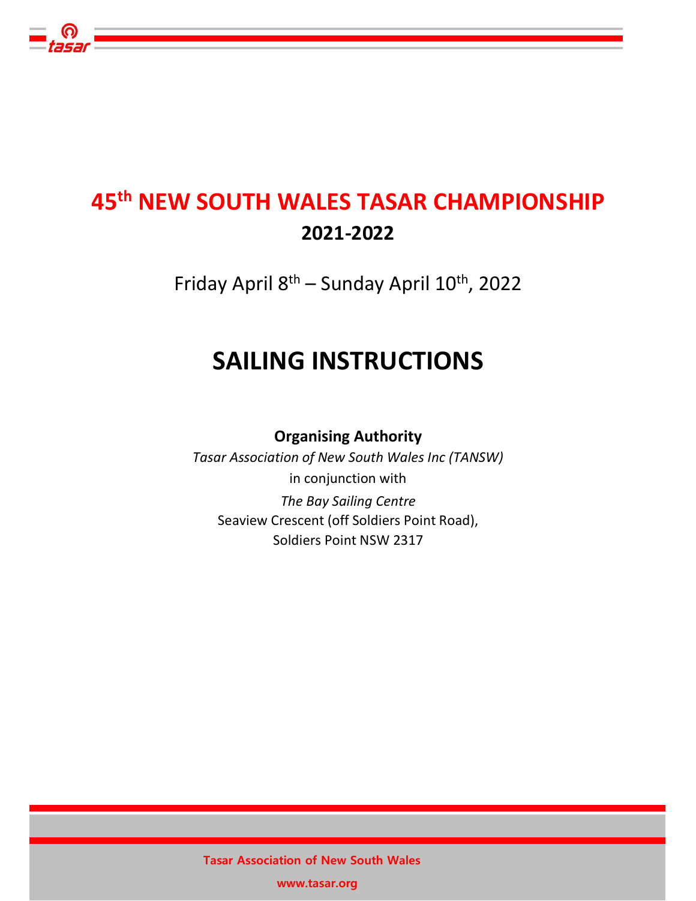# 45th NEW SOUTH WALES TASAR CHAMPIONSHIP

## 2021-2022

Friday April 8th – Sunday April 10th, 2022

# SAILING INSTRUCTIONS

**Organising Authority**

*Tasar Association of New South Wales Inc (TANSW)*

in conjunction with

*The Bay Sailing Centre*

Seaview Crescent (off Soldiers Point Road),

Soldiers Point NSW 2317

**Tasar Association of New South Wales**

**www.tasar.org**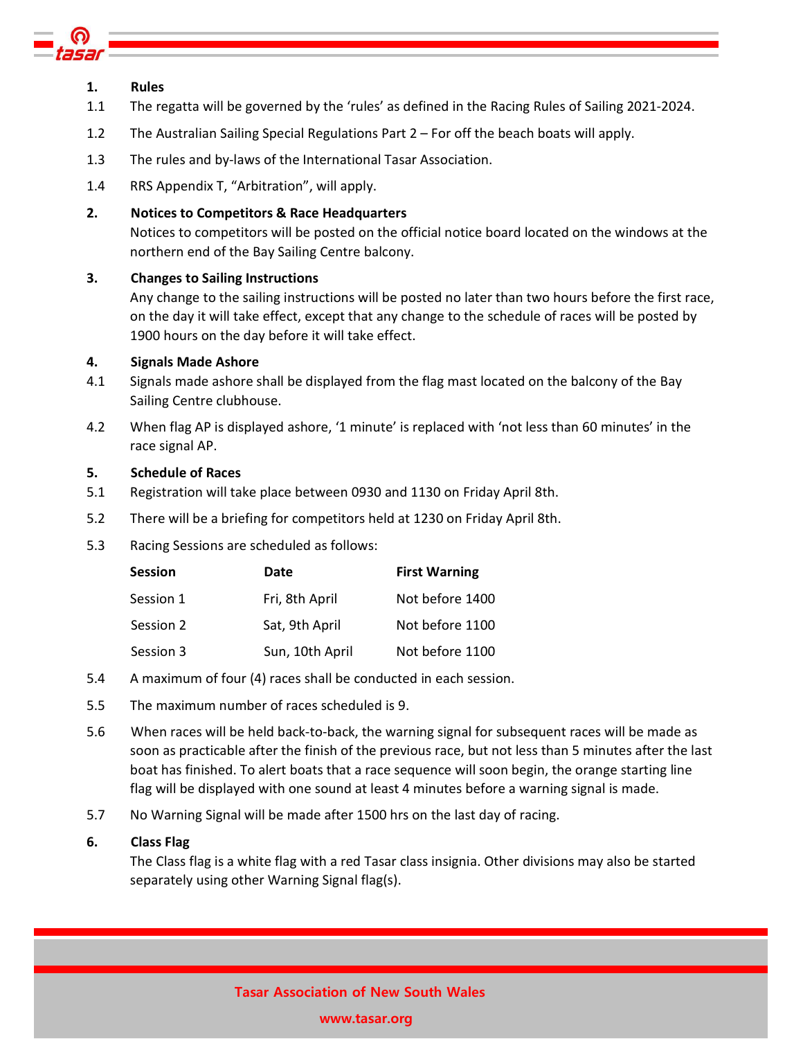## 1. Rules

1.1 The regatta will be governed by the 'rules' as defined in the Racing Rules of Sailing 2021-2024.

1.2 The Australian Sailing Special Regulations Part 2 – For off the beach boats will apply.

1.3 The rules and by-laws of the International Tasar Association.

1.4 RRS Appendix T, "Arbitration", will apply.

## 2. Notices to Competitors & Race Headquarters

Notices to competitors will be posted on the official notice board located on the windows at the northern end of the Bay Sailing Centre balcony.

## 3. Changes to Sailing Instructions

Any change to the sailing instructions will be posted no later than two hours before the first race, on the day it will take effect, except that any change to the schedule of races will be posted by 1900 hours on the day before it will take effect.

## 4. Signals Made Ashore

4.1 Signals made ashore shall be displayed from the flag mast located on the balcony of the Bay Sailing Centre clubhouse.

4.2 When flag AP is displayed ashore, '1 minute' is replaced with 'not less than 60 minutes' in the race signal AP.

## 5. Schedule of Races

5.1 Registration will take place between 0930 and 1130 on Friday April 8th.

5.2 There will be a briefing for competitors held at 1230 on Friday April 8th.

5.3 Racing Sessions are scheduled as follows:

| Session | Date | First Warning |
|---|---|---|
| Session 1 | Fri, 8th April | Not before 1400 |
| Session 2 | Sat, 9th April | Not before 1100 |
| Session 3 | Sun, 10th April | Not before 1100 |

5.4 A maximum of four (4) races shall be conducted in each session.

5.5 The maximum number of races scheduled is 9.

5.6 When races will be held back-to-back, the warning signal for subsequent races will be made as soon as practicable after the finish of the previous race, but not less than 5 minutes after the last boat has finished. To alert boats that a race sequence will soon begin, the orange starting line flag will be displayed with one sound at least 4 minutes before a warning signal is made.

5.7 No Warning Signal will be made after 1500 hrs on the last day of racing.

## 6. Class Flag

The Class flag is a white flag with a red Tasar class insignia. Other divisions may also be started separately using other Warning Signal flag(s).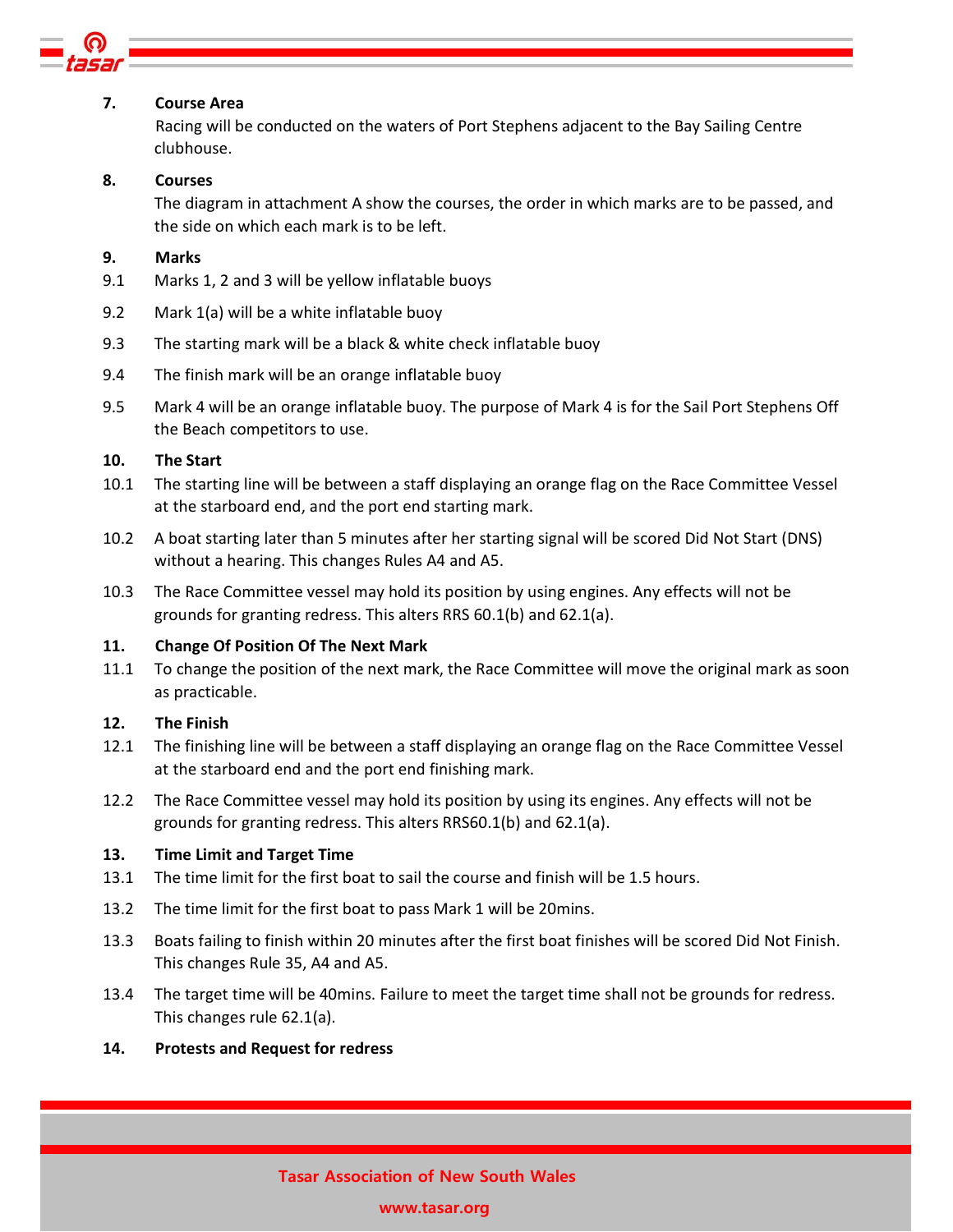## 7. Course Area

Racing will be conducted on the waters of Port Stephens adjacent to the Bay Sailing Centre clubhouse.

## 8. Courses

The diagram in attachment A show the courses, the order in which marks are to be passed, and the side on which each mark is to be left.

## 9. Marks

9.1 Marks 1, 2 and 3 will be yellow inflatable buoys

9.2 Mark 1(a) will be a white inflatable buoy

9.3 The starting mark will be a black & white check inflatable buoy

9.4 The finish mark will be an orange inflatable buoy

9.5 Mark 4 will be an orange inflatable buoy. The purpose of Mark 4 is for the Sail Port Stephens Off the Beach competitors to use.

## 10. The Start

10.1 The starting line will be between a staff displaying an orange flag on the Race Committee Vessel at the starboard end, and the port end starting mark.

10.2 A boat starting later than 5 minutes after her starting signal will be scored Did Not Start (DNS) without a hearing. This changes Rules A4 and A5.

10.3 The Race Committee vessel may hold its position by using engines. Any effects will not be grounds for granting redress. This alters RRS 60.1(b) and 62.1(a).

## 11. Change Of Position Of The Next Mark

11.1 To change the position of the next mark, the Race Committee will move the original mark as soon as practicable.

## 12. The Finish

12.1 The finishing line will be between a staff displaying an orange flag on the Race Committee Vessel at the starboard end and the port end finishing mark.

12.2 The Race Committee vessel may hold its position by using its engines. Any effects will not be grounds for granting redress. This alters RRS60.1(b) and 62.1(a).

## 13. Time Limit and Target Time

13.1 The time limit for the first boat to sail the course and finish will be 1.5 hours.

13.2 The time limit for the first boat to pass Mark 1 will be 20mins.

13.3 Boats failing to finish within 20 minutes after the first boat finishes will be scored Did Not Finish. This changes Rule 35, A4 and A5.

13.4 The target time will be 40mins. Failure to meet the target time shall not be grounds for redress. This changes rule 62.1(a).

## 14. Protests and Request for redress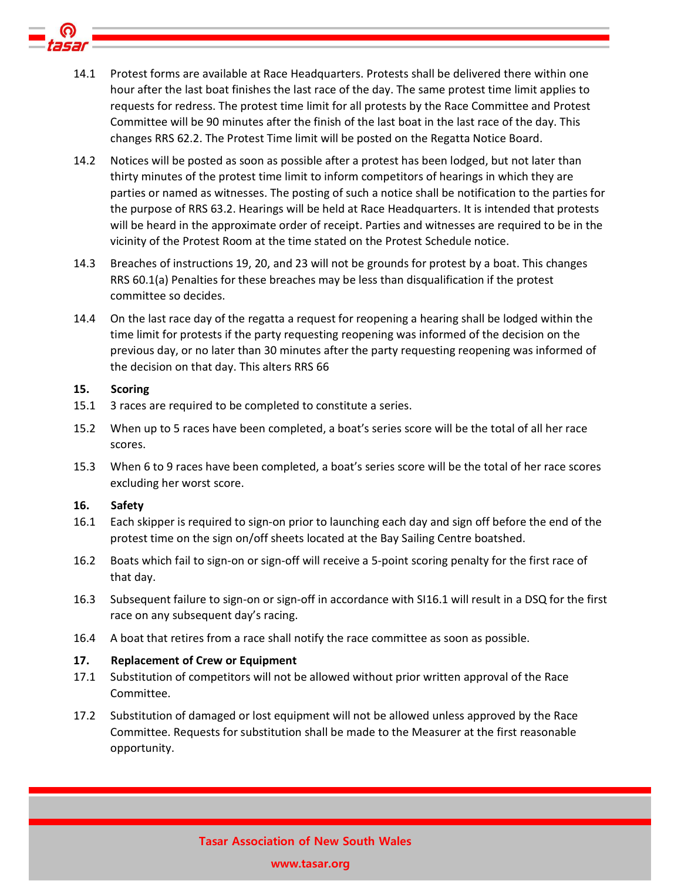14.1 Protest forms are available at Race Headquarters. Protests shall be delivered there within one hour after the last boat finishes the last race of the day. The same protest time limit applies to requests for redress. The protest time limit for all protests by the Race Committee and Protest Committee will be 90 minutes after the finish of the last boat in the last race of the day. This changes RRS 62.2. The Protest Time limit will be posted on the Regatta Notice Board.

14.2 Notices will be posted as soon as possible after a protest has been lodged, but not later than thirty minutes of the protest time limit to inform competitors of hearings in which they are parties or named as witnesses. The posting of such a notice shall be notification to the parties for the purpose of RRS 63.2. Hearings will be held at Race Headquarters. It is intended that protests will be heard in the approximate order of receipt. Parties and witnesses are required to be in the vicinity of the Protest Room at the time stated on the Protest Schedule notice.

14.3 Breaches of instructions 19, 20, and 23 will not be grounds for protest by a boat. This changes RRS 60.1(a) Penalties for these breaches may be less than disqualification if the protest committee so decides.

14.4 On the last race day of the regatta a request for reopening a hearing shall be lodged within the time limit for protests if the party requesting reopening was informed of the decision on the previous day, or no later than 30 minutes after the party requesting reopening was informed of the decision on that day. This alters RRS 66

## 15. Scoring

15.1 3 races are required to be completed to constitute a series.

15.2 When up to 5 races have been completed, a boat's series score will be the total of all her race scores.

15.3 When 6 to 9 races have been completed, a boat's series score will be the total of her race scores excluding her worst score.

## 16. Safety

16.1 Each skipper is required to sign-on prior to launching each day and sign off before the end of the protest time on the sign on/off sheets located at the Bay Sailing Centre boatshed.

16.2 Boats which fail to sign-on or sign-off will receive a 5-point scoring penalty for the first race of that day.

16.3 Subsequent failure to sign-on or sign-off in accordance with SI16.1 will result in a DSQ for the first race on any subsequent day's racing.

16.4 A boat that retires from a race shall notify the race committee as soon as possible.

## 17. Replacement of Crew or Equipment

17.1 Substitution of competitors will not be allowed without prior written approval of the Race Committee.

17.2 Substitution of damaged or lost equipment will not be allowed unless approved by the Race Committee. Requests for substitution shall be made to the Measurer at the first reasonable opportunity.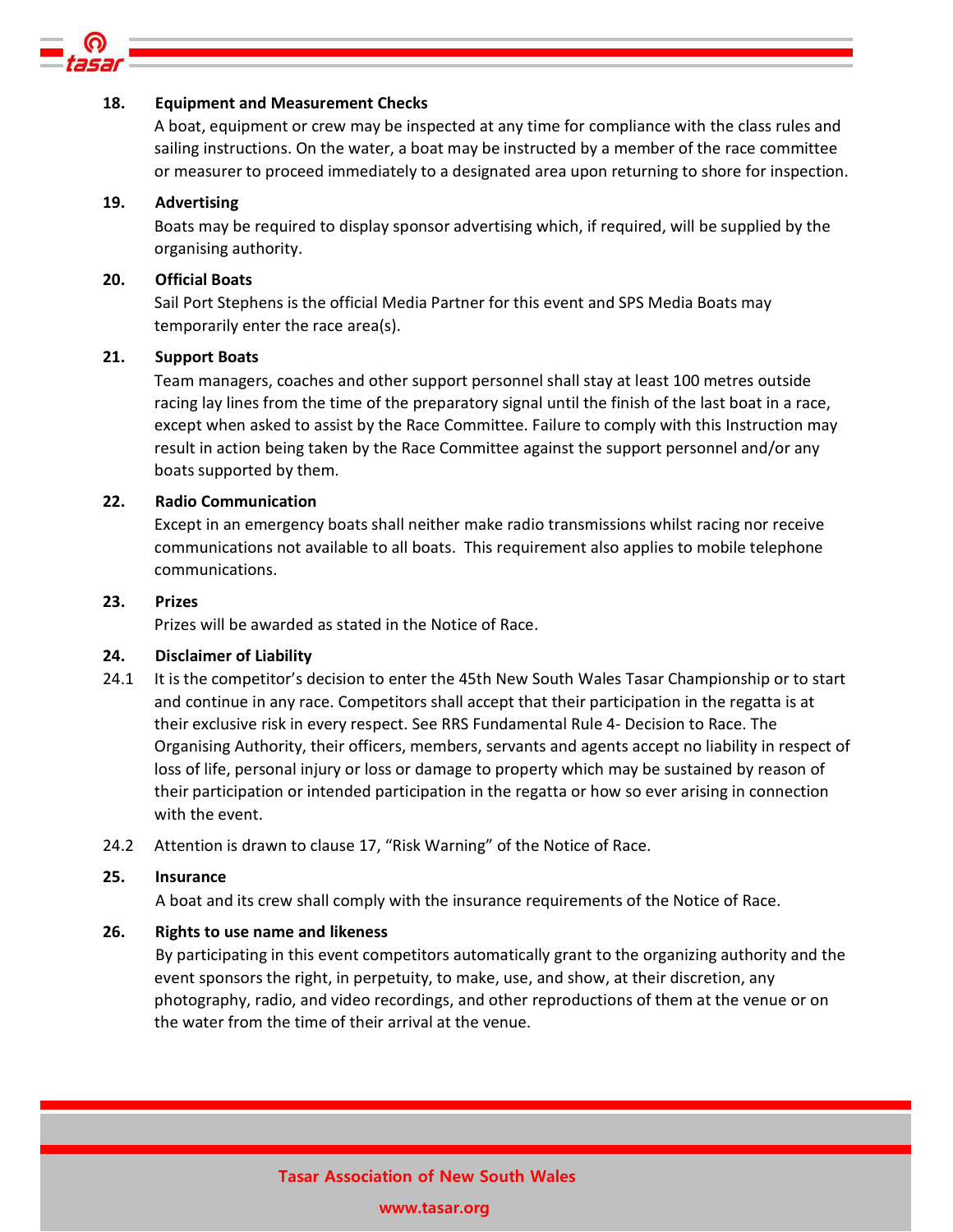### 18. Equipment and Measurement Checks

A boat, equipment or crew may be inspected at any time for compliance with the class rules and sailing instructions. On the water, a boat may be instructed by a member of the race committee or measurer to proceed immediately to a designated area upon returning to shore for inspection.

### 19. Advertising

Boats may be required to display sponsor advertising which, if required, will be supplied by the organising authority.

### 20. Official Boats

Sail Port Stephens is the official Media Partner for this event and SPS Media Boats may temporarily enter the race area(s).

### 21. Support Boats

Team managers, coaches and other support personnel shall stay at least 100 metres outside racing lay lines from the time of the preparatory signal until the finish of the last boat in a race, except when asked to assist by the Race Committee. Failure to comply with this Instruction may result in action being taken by the Race Committee against the support personnel and/or any boats supported by them.

### 22. Radio Communication

Except in an emergency boats shall neither make radio transmissions whilst racing nor receive communications not available to all boats. This requirement also applies to mobile telephone communications.

### 23. Prizes

Prizes will be awarded as stated in the Notice of Race.

### 24. Disclaimer of Liability

24.1 It is the competitor's decision to enter the 45th New South Wales Tasar Championship or to start and continue in any race. Competitors shall accept that their participation in the regatta is at their exclusive risk in every respect. See RRS Fundamental Rule 4- Decision to Race. The Organising Authority, their officers, members, servants and agents accept no liability in respect of loss of life, personal injury or loss or damage to property which may be sustained by reason of their participation or intended participation in the regatta or how so ever arising in connection with the event.

24.2 Attention is drawn to clause 17, "Risk Warning" of the Notice of Race.

### 25. Insurance

A boat and its crew shall comply with the insurance requirements of the Notice of Race.

### 26. Rights to use name and likeness

By participating in this event competitors automatically grant to the organizing authority and the event sponsors the right, in perpetuity, to make, use, and show, at their discretion, any photography, radio, and video recordings, and other reproductions of them at the venue or on the water from the time of their arrival at the venue.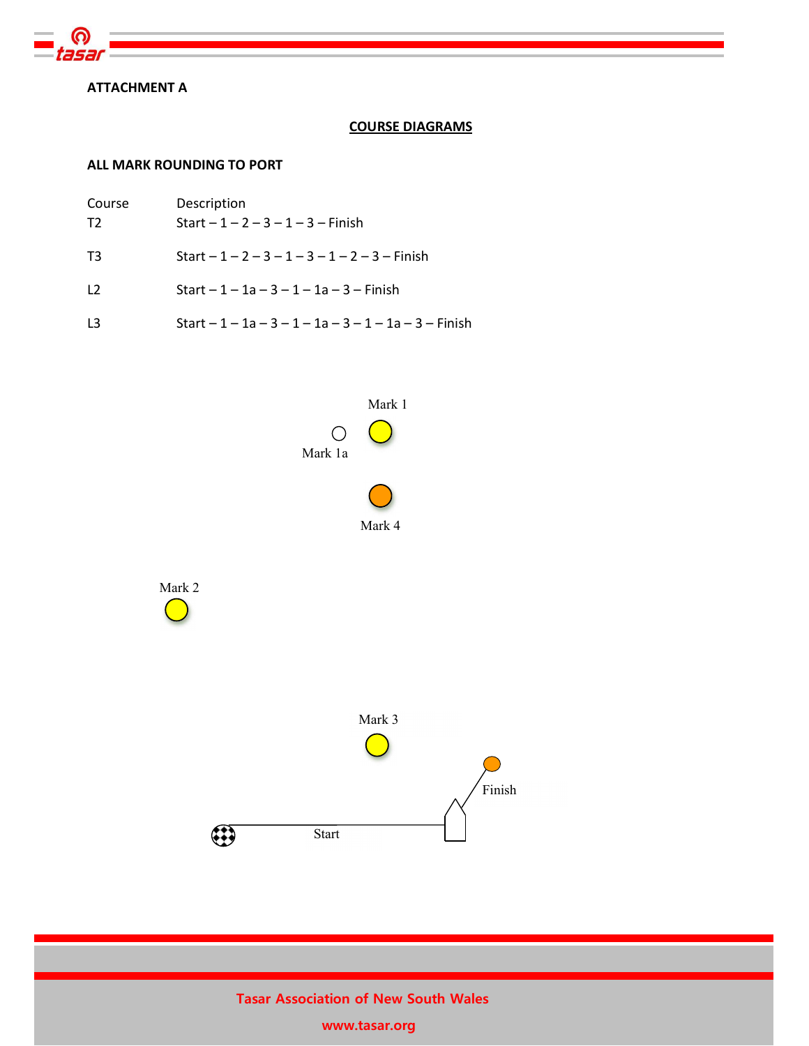**ATTACHMENT A**

## COURSE DIAGRAMS

**ALL MARK ROUNDING TO PORT**

| Course | Description |
|---|---|
| T2 | Start – 1 – 2 – 3 – 1 – 3 – Finish |
| T3 | Start – 1 – 2 – 3 – 1 – 3 – 1 – 2 – 3 – Finish |
| L2 | Start – 1 – 1a – 3 – 1 – 1a – 3 – Finish |
| L3 | Start – 1 – 1a – 3 – 1 – 1a – 3 – 1 – 1a – 3 – Finish |

Mark 1

Mark 1a

Mark 4

Mark 2

Mark 3

Finish

Start